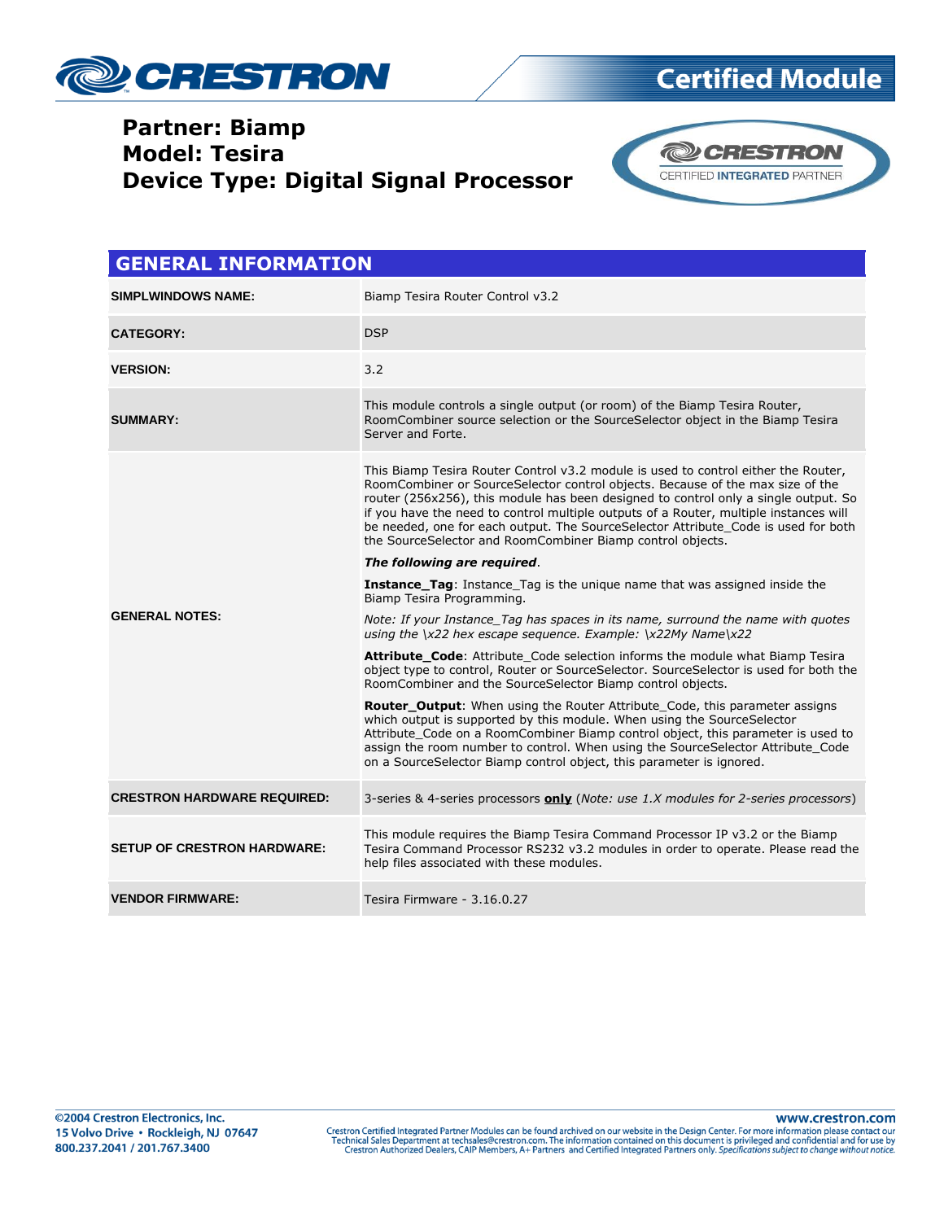# Partner: Biamp
# Model: Tesira
# Device Type: Digital Signal Processor

Certified Module

CERTIFIED INTEGRATED PARTNER

## GENERAL INFORMATION

| | |
|---|---|
| **SIMPLWINDOWS NAME:** | Biamp Tesira Router Control v3.2 |
| **CATEGORY:** | DSP |
| **VERSION:** | 3.2 |
| **SUMMARY:** | This module controls a single output (or room) of the Biamp Tesira Router, RoomCombiner source selection or the SourceSelector object in the Biamp Tesira Server and Forte. |
| **GENERAL NOTES:** | This Biamp Tesira Router Control v3.2 module is used to control either the Router, RoomCombiner or SourceSelector control objects. Because of the max size of the router (256x256), this module has been designed to control only a single output. So if you have the need to control multiple outputs of a Router, multiple instances will be needed, one for each output. The SourceSelector Attribute_Code is used for both the SourceSelector and RoomCombiner Biamp control objects.<br><br>***The following are required***.<br><br>**Instance_Tag**: Instance_Tag is the unique name that was assigned inside the Biamp Tesira Programming.<br><br>*Note: If your Instance_Tag has spaces in its name, surround the name with quotes using the \x22 hex escape sequence. Example: \x22My Name\x22*<br><br>**Attribute_Code**: Attribute_Code selection informs the module what Biamp Tesira object type to control, Router or SourceSelector. SourceSelector is used for both the RoomCombiner and the SourceSelector Biamp control objects.<br><br>**Router_Output**: When using the Router Attribute_Code, this parameter assigns which output is supported by this module. When using the SourceSelector Attribute_Code on a RoomCombiner Biamp control object, this parameter is used to assign the room number to control. When using the SourceSelector Attribute_Code on a SourceSelector Biamp control object, this parameter is ignored. |
| **CRESTRON HARDWARE REQUIRED:** | 3-series & 4-series processors **only** (*Note: use 1.X modules for 2-series processors*) |
| **SETUP OF CRESTRON HARDWARE:** | This module requires the Biamp Tesira Command Processor IP v3.2 or the Biamp Tesira Command Processor RS232 v3.2 modules in order to operate. Please read the help files associated with these modules. |
| **VENDOR FIRMWARE:** | Tesira Firmware - 3.16.0.27 |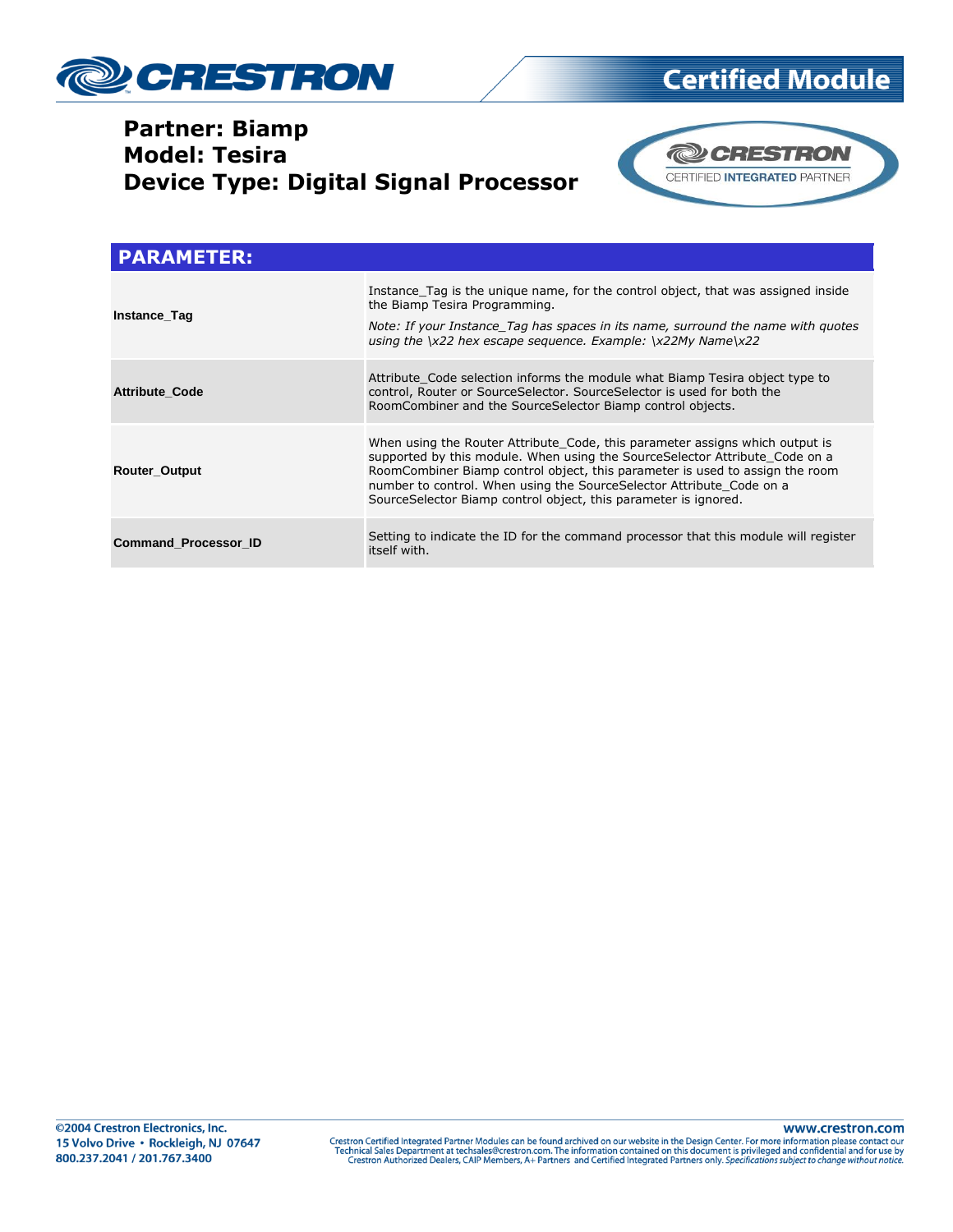**Partner: Biamp**
**Model: Tesira**
**Device Type: Digital Signal Processor**

| PARAMETER: | |
|---|---|
| **Instance_Tag** | Instance_Tag is the unique name, for the control object, that was assigned inside the Biamp Tesira Programming.<br>*Note: If your Instance_Tag has spaces in its name, surround the name with quotes using the \x22 hex escape sequence. Example: \x22My Name\x22* |
| **Attribute_Code** | Attribute_Code selection informs the module what Biamp Tesira object type to control, Router or SourceSelector. SourceSelector is used for both the RoomCombiner and the SourceSelector Biamp control objects. |
| **Router_Output** | When using the Router Attribute_Code, this parameter assigns which output is supported by this module. When using the SourceSelector Attribute_Code on a RoomCombiner Biamp control object, this parameter is used to assign the room number to control. When using the SourceSelector Attribute_Code on a SourceSelector Biamp control object, this parameter is ignored. |
| **Command_Processor_ID** | Setting to indicate the ID for the command processor that this module will register itself with. |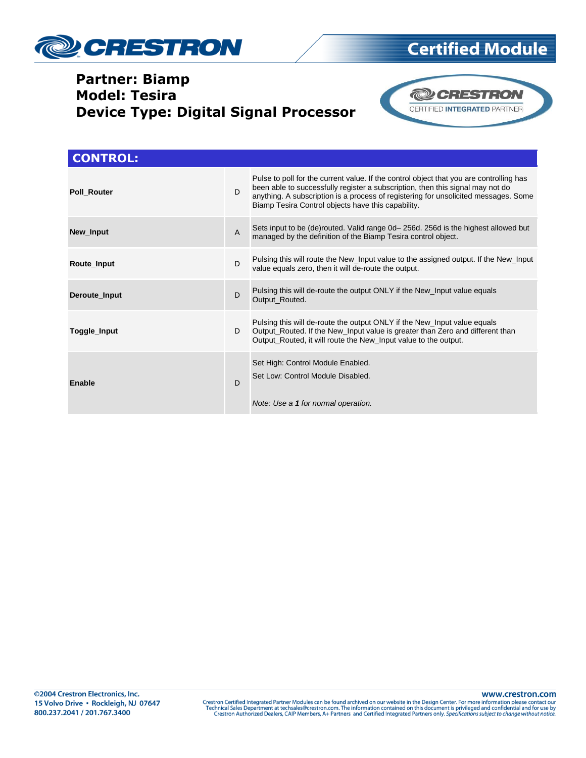**Partner: Biamp**
**Model: Tesira**
**Device Type: Digital Signal Processor**

## CONTROL:

| | | |
|---|---|---|
| **Poll_Router** | D | Pulse to poll for the current value. If the control object that you are controlling has been able to successfully register a subscription, then this signal may not do anything. A subscription is a process of registering for unsolicited messages. Some Biamp Tesira Control objects have this capability. |
| **New_Input** | A | Sets input to be (de)routed. Valid range 0d– 256d. 256d is the highest allowed but managed by the definition of the Biamp Tesira control object. |
| **Route_Input** | D | Pulsing this will route the New_Input value to the assigned output. If the New_Input value equals zero, then it will de-route the output. |
| **Deroute_Input** | D | Pulsing this will de-route the output ONLY if the New_Input value equals Output_Routed. |
| **Toggle_Input** | D | Pulsing this will de-route the output ONLY if the New_Input value equals Output_Routed. If the New_Input value is greater than Zero and different than Output_Routed, it will route the New_Input value to the output. |
| **Enable** | D | Set High: Control Module Enabled.<br>Set Low: Control Module Disabled.<br><br>*Note: Use a **1** for normal operation.* |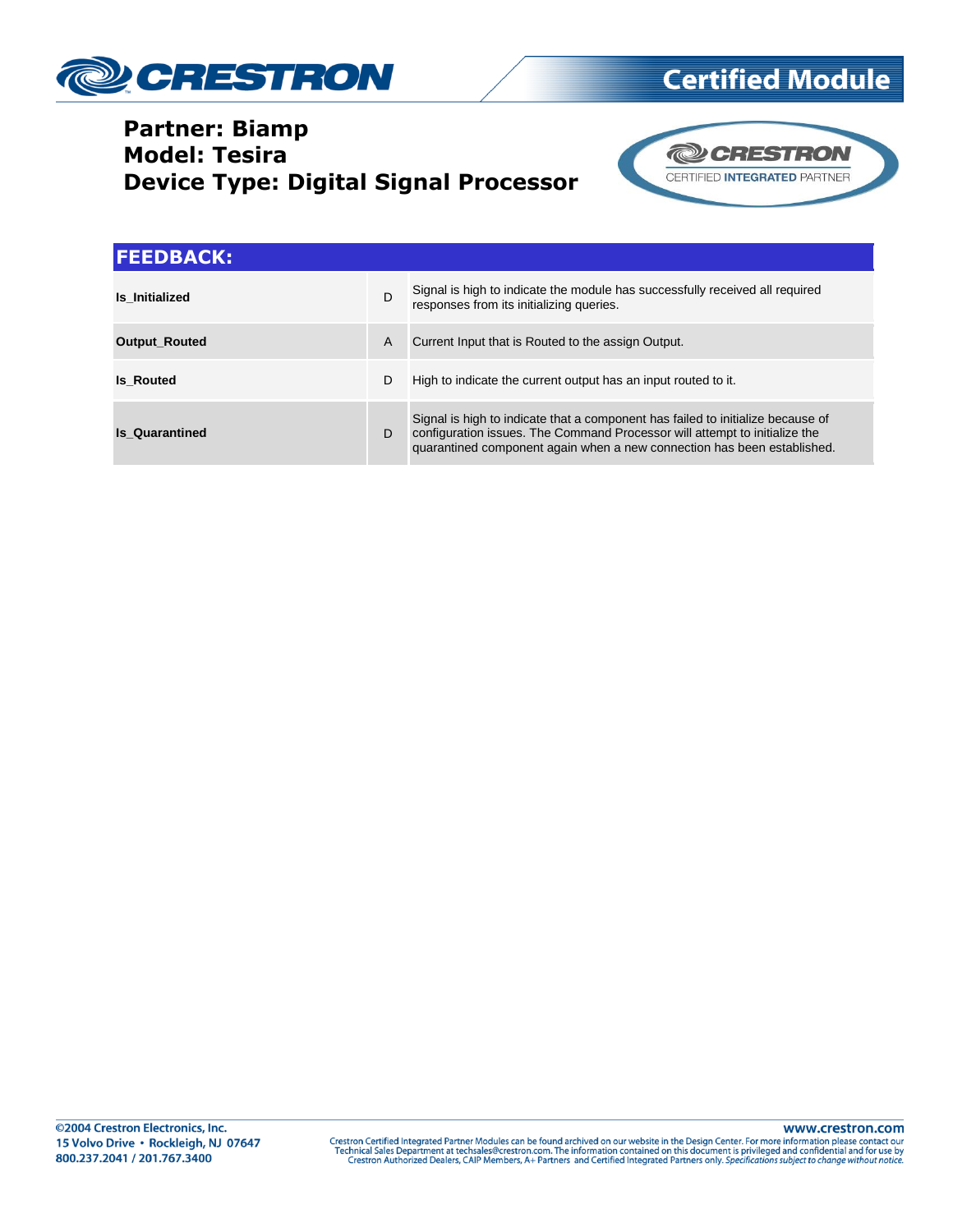**Partner: Biamp**
**Model: Tesira**
**Device Type: Digital Signal Processor**

## FEEDBACK:

| | | |
|---|---|---|
| **Is_Initialized** | D | Signal is high to indicate the module has successfully received all required responses from its initializing queries. |
| **Output_Routed** | A | Current Input that is Routed to the assign Output. |
| **Is_Routed** | D | High to indicate the current output has an input routed to it. |
| **Is_Quarantined** | D | Signal is high to indicate that a component has failed to initialize because of configuration issues. The Command Processor will attempt to initialize the quarantined component again when a new connection has been established. |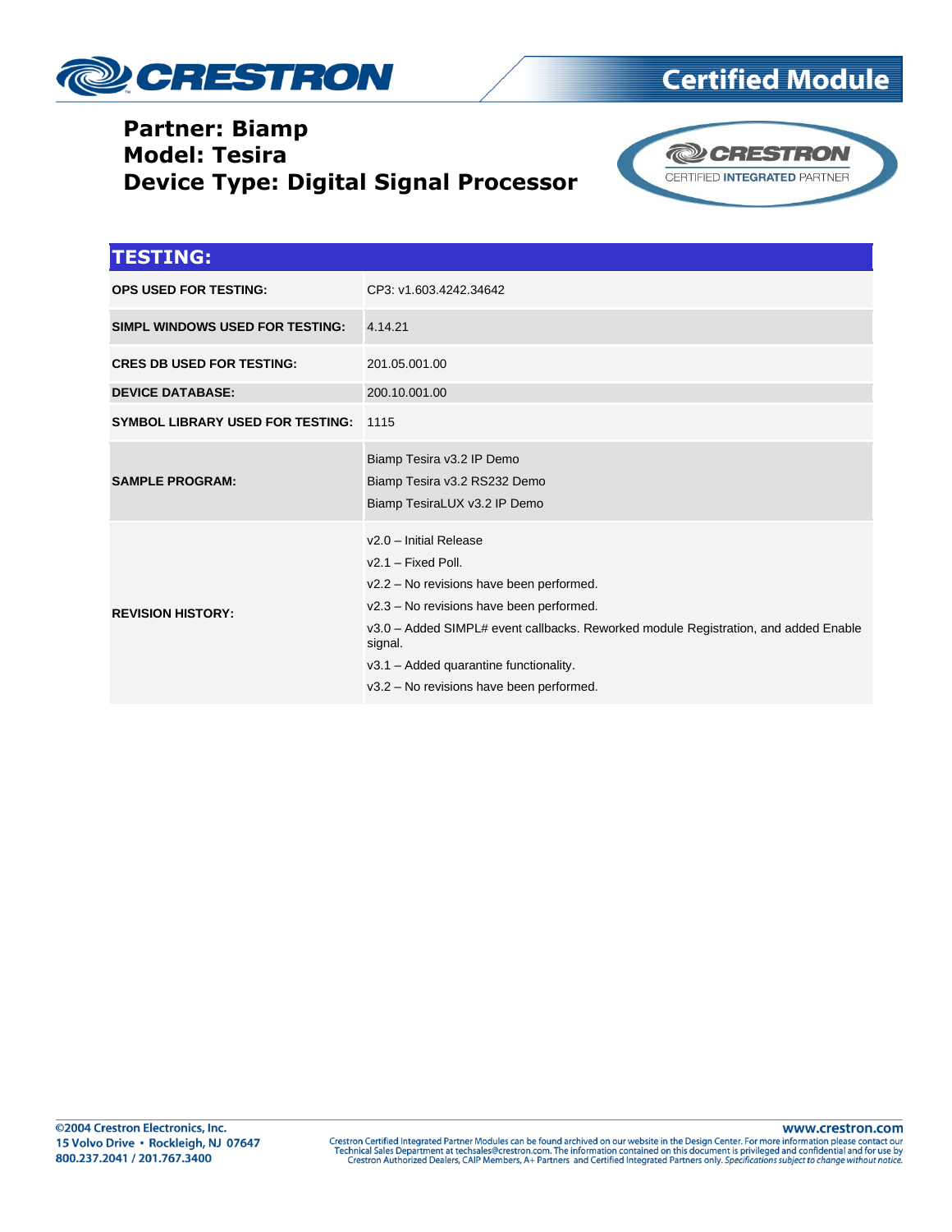**Partner: Biamp**
**Model: Tesira**
**Device Type: Digital Signal Processor**

## TESTING:

| | |
|---|---|
| **OPS USED FOR TESTING:** | CP3: v1.603.4242.34642 |
| **SIMPL WINDOWS USED FOR TESTING:** | 4.14.21 |
| **CRES DB USED FOR TESTING:** | 201.05.001.00 |
| **DEVICE DATABASE:** | 200.10.001.00 |
| **SYMBOL LIBRARY USED FOR TESTING:** | 1115 |
| **SAMPLE PROGRAM:** | Biamp Tesira v3.2 IP Demo<br>Biamp Tesira v3.2 RS232 Demo<br>Biamp TesiraLUX v3.2 IP Demo |
| **REVISION HISTORY:** | v2.0 – Initial Release<br>v2.1 – Fixed Poll.<br>v2.2 – No revisions have been performed.<br>v2.3 – No revisions have been performed.<br>v3.0 – Added SIMPL# event callbacks. Reworked module Registration, and added Enable signal.<br>v3.1 – Added quarantine functionality.<br>v3.2 – No revisions have been performed. |